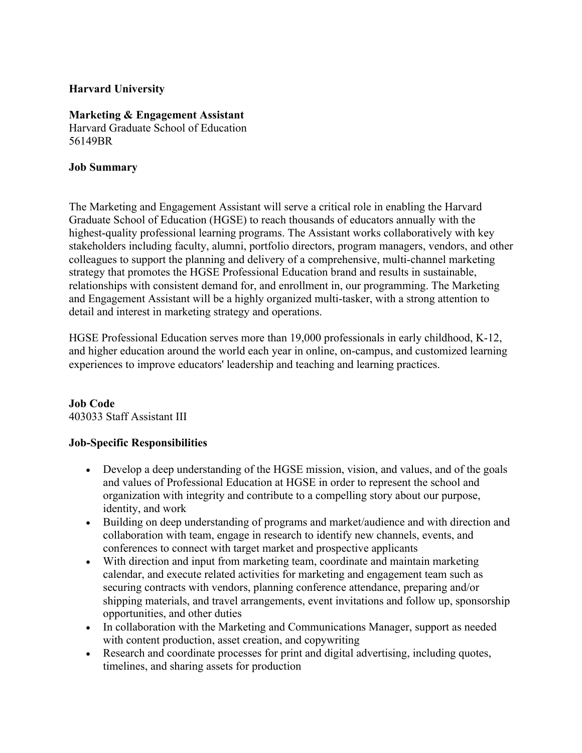**Harvard University**

**Marketing & Engagement Assistant**
Harvard Graduate School of Education
56149BR

**Job Summary**

The Marketing and Engagement Assistant will serve a critical role in enabling the Harvard Graduate School of Education (HGSE) to reach thousands of educators annually with the highest-quality professional learning programs. The Assistant works collaboratively with key stakeholders including faculty, alumni, portfolio directors, program managers, vendors, and other colleagues to support the planning and delivery of a comprehensive, multi-channel marketing strategy that promotes the HGSE Professional Education brand and results in sustainable, relationships with consistent demand for, and enrollment in, our programming. The Marketing and Engagement Assistant will be a highly organized multi-tasker, with a strong attention to detail and interest in marketing strategy and operations.

HGSE Professional Education serves more than 19,000 professionals in early childhood, K-12, and higher education around the world each year in online, on-campus, and customized learning experiences to improve educators' leadership and teaching and learning practices.

**Job Code**
403033 Staff Assistant III

**Job-Specific Responsibilities**

- Develop a deep understanding of the HGSE mission, vision, and values, and of the goals and values of Professional Education at HGSE in order to represent the school and organization with integrity and contribute to a compelling story about our purpose, identity, and work
- Building on deep understanding of programs and market/audience and with direction and collaboration with team, engage in research to identify new channels, events, and conferences to connect with target market and prospective applicants
- With direction and input from marketing team, coordinate and maintain marketing calendar, and execute related activities for marketing and engagement team such as securing contracts with vendors, planning conference attendance, preparing and/or shipping materials, and travel arrangements, event invitations and follow up, sponsorship opportunities, and other duties
- In collaboration with the Marketing and Communications Manager, support as needed with content production, asset creation, and copywriting
- Research and coordinate processes for print and digital advertising, including quotes, timelines, and sharing assets for production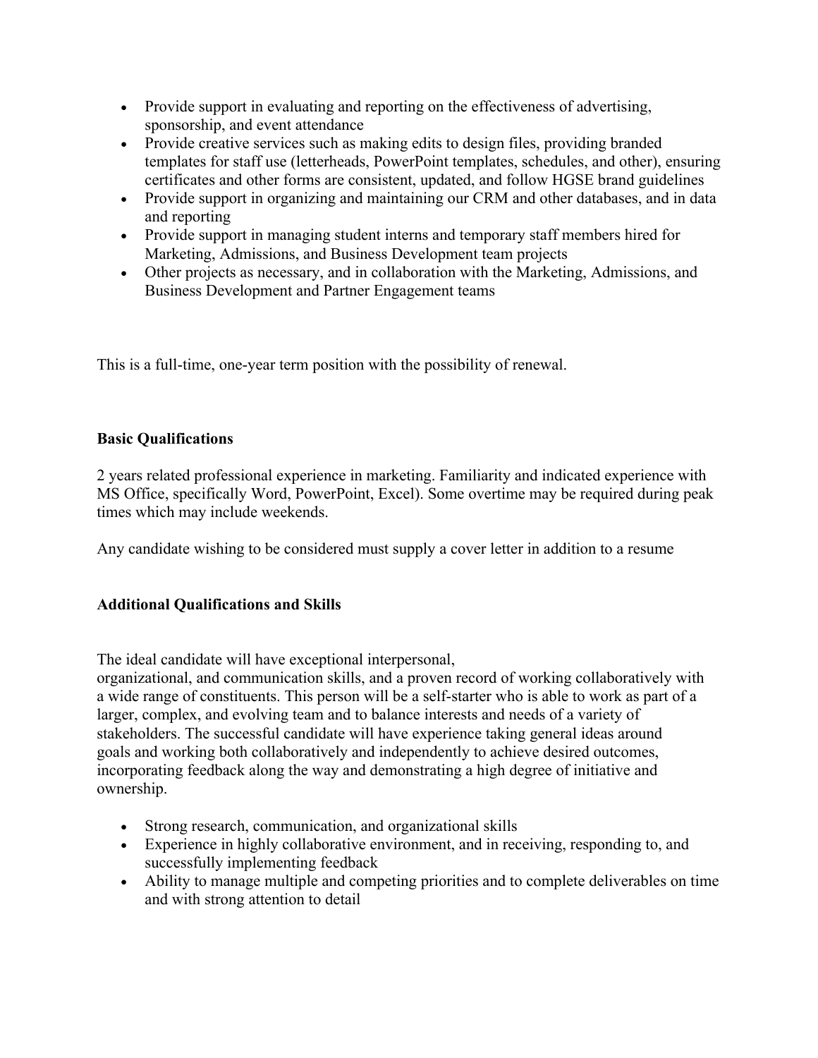- Provide support in evaluating and reporting on the effectiveness of advertising, sponsorship, and event attendance
- Provide creative services such as making edits to design files, providing branded templates for staff use (letterheads, PowerPoint templates, schedules, and other), ensuring certificates and other forms are consistent, updated, and follow HGSE brand guidelines
- Provide support in organizing and maintaining our CRM and other databases, and in data and reporting
- Provide support in managing student interns and temporary staff members hired for Marketing, Admissions, and Business Development team projects
- Other projects as necessary, and in collaboration with the Marketing, Admissions, and Business Development and Partner Engagement teams

This is a full-time, one-year term position with the possibility of renewal.

**Basic Qualifications**

2 years related professional experience in marketing. Familiarity and indicated experience with MS Office, specifically Word, PowerPoint, Excel). Some overtime may be required during peak times which may include weekends.

Any candidate wishing to be considered must supply a cover letter in addition to a resume

**Additional Qualifications and Skills**

The ideal candidate will have exceptional interpersonal, organizational, and communication skills, and a proven record of working collaboratively with a wide range of constituents. This person will be a self-starter who is able to work as part of a larger, complex, and evolving team and to balance interests and needs of a variety of stakeholders. The successful candidate will have experience taking general ideas around goals and working both collaboratively and independently to achieve desired outcomes, incorporating feedback along the way and demonstrating a high degree of initiative and ownership.

- Strong research, communication, and organizational skills
- Experience in highly collaborative environment, and in receiving, responding to, and successfully implementing feedback
- Ability to manage multiple and competing priorities and to complete deliverables on time and with strong attention to detail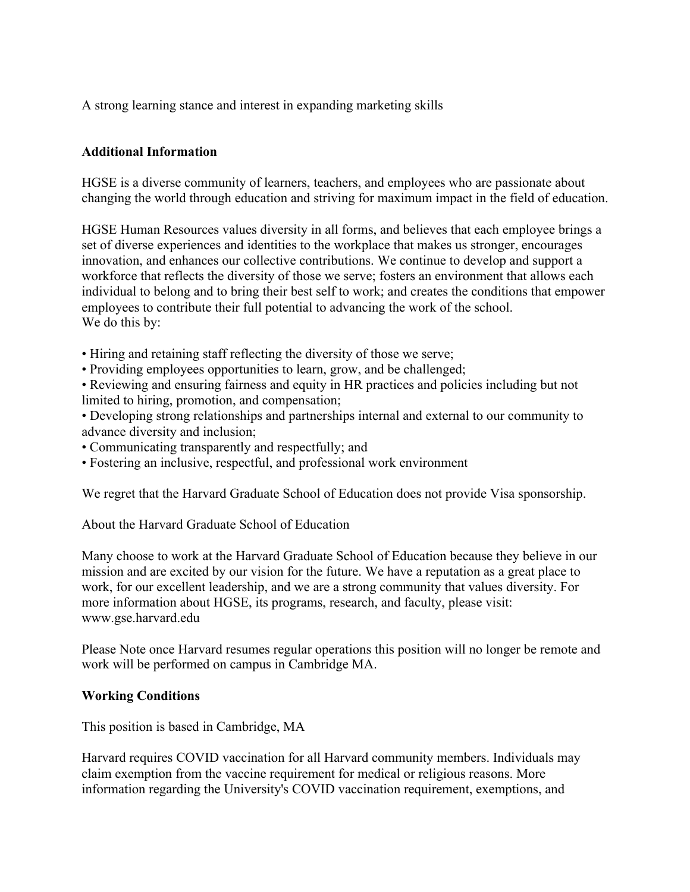A strong learning stance and interest in expanding marketing skills

**Additional Information**

HGSE is a diverse community of learners, teachers, and employees who are passionate about changing the world through education and striving for maximum impact in the field of education.

HGSE Human Resources values diversity in all forms, and believes that each employee brings a set of diverse experiences and identities to the workplace that makes us stronger, encourages innovation, and enhances our collective contributions. We continue to develop and support a workforce that reflects the diversity of those we serve; fosters an environment that allows each individual to belong and to bring their best self to work; and creates the conditions that empower employees to contribute their full potential to advancing the work of the school.
We do this by:

- Hiring and retaining staff reflecting the diversity of those we serve;
- Providing employees opportunities to learn, grow, and be challenged;
- Reviewing and ensuring fairness and equity in HR practices and policies including but not limited to hiring, promotion, and compensation;
- Developing strong relationships and partnerships internal and external to our community to advance diversity and inclusion;
- Communicating transparently and respectfully; and
- Fostering an inclusive, respectful, and professional work environment

We regret that the Harvard Graduate School of Education does not provide Visa sponsorship.

About the Harvard Graduate School of Education

Many choose to work at the Harvard Graduate School of Education because they believe in our mission and are excited by our vision for the future. We have a reputation as a great place to work, for our excellent leadership, and we are a strong community that values diversity. For more information about HGSE, its programs, research, and faculty, please visit: www.gse.harvard.edu

Please Note once Harvard resumes regular operations this position will no longer be remote and work will be performed on campus in Cambridge MA.

**Working Conditions**

This position is based in Cambridge, MA

Harvard requires COVID vaccination for all Harvard community members. Individuals may claim exemption from the vaccine requirement for medical or religious reasons. More information regarding the University's COVID vaccination requirement, exemptions, and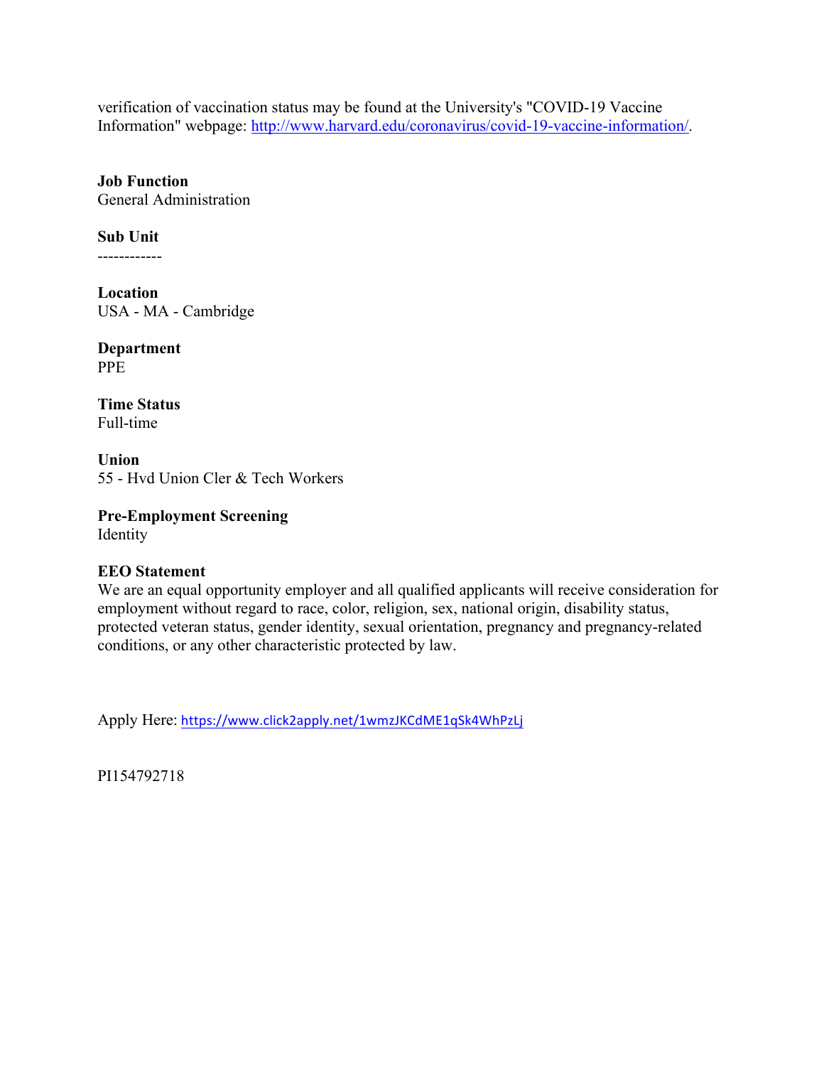verification of vaccination status may be found at the University's "COVID-19 Vaccine Information" webpage: http://www.harvard.edu/coronavirus/covid-19-vaccine-information/.

**Job Function**
General Administration

**Sub Unit**
------------

**Location**
USA - MA - Cambridge

**Department**
PPE

**Time Status**
Full-time

**Union**
55 - Hvd Union Cler & Tech Workers

**Pre-Employment Screening**
Identity

**EEO Statement**
We are an equal opportunity employer and all qualified applicants will receive consideration for employment without regard to race, color, religion, sex, national origin, disability status, protected veteran status, gender identity, sexual orientation, pregnancy and pregnancy-related conditions, or any other characteristic protected by law.

Apply Here: https://www.click2apply.net/1wmzJKCdME1qSk4WhPzLj

PI154792718